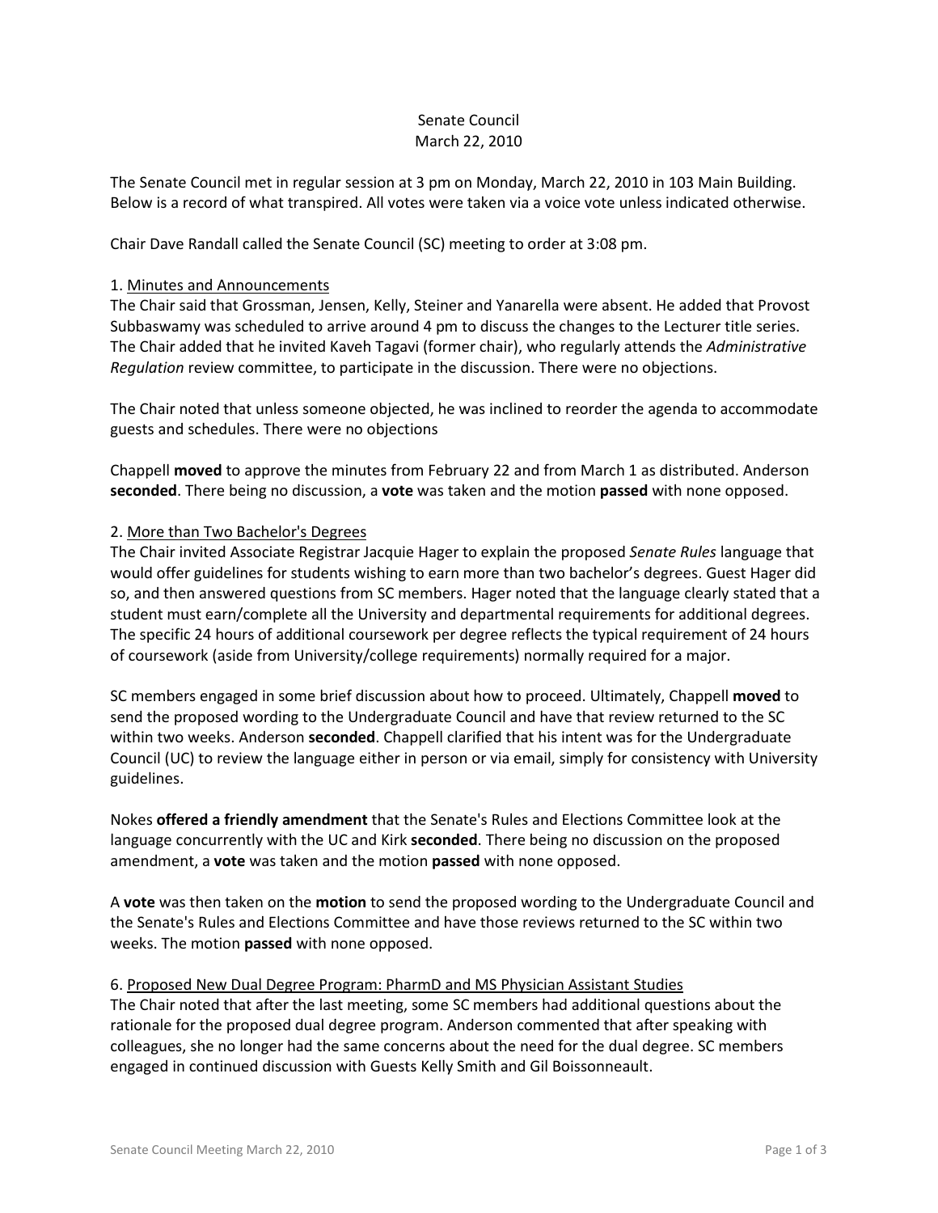Senate Council
March 22, 2010

The Senate Council met in regular session at 3 pm on Monday, March 22, 2010 in 103 Main Building. Below is a record of what transpired. All votes were taken via a voice vote unless indicated otherwise.

Chair Dave Randall called the Senate Council (SC) meeting to order at 3:08 pm.

1. <u>Minutes and Announcements</u>
The Chair said that Grossman, Jensen, Kelly, Steiner and Yanarella were absent. He added that Provost Subbaswamy was scheduled to arrive around 4 pm to discuss the changes to the Lecturer title series. The Chair added that he invited Kaveh Tagavi (former chair), who regularly attends the *Administrative Regulation* review committee, to participate in the discussion. There were no objections.

The Chair noted that unless someone objected, he was inclined to reorder the agenda to accommodate guests and schedules. There were no objections

Chappell **moved** to approve the minutes from February 22 and from March 1 as distributed. Anderson **seconded**. There being no discussion, a **vote** was taken and the motion **passed** with none opposed.

2. <u>More than Two Bachelor's Degrees</u>
The Chair invited Associate Registrar Jacquie Hager to explain the proposed *Senate Rules* language that would offer guidelines for students wishing to earn more than two bachelor's degrees. Guest Hager did so, and then answered questions from SC members. Hager noted that the language clearly stated that a student must earn/complete all the University and departmental requirements for additional degrees. The specific 24 hours of additional coursework per degree reflects the typical requirement of 24 hours of coursework (aside from University/college requirements) normally required for a major.

SC members engaged in some brief discussion about how to proceed. Ultimately, Chappell **moved** to send the proposed wording to the Undergraduate Council and have that review returned to the SC within two weeks. Anderson **seconded**. Chappell clarified that his intent was for the Undergraduate Council (UC) to review the language either in person or via email, simply for consistency with University guidelines.

Nokes **offered a friendly amendment** that the Senate's Rules and Elections Committee look at the language concurrently with the UC and Kirk **seconded**. There being no discussion on the proposed amendment, a **vote** was taken and the motion **passed** with none opposed.

A **vote** was then taken on the **motion** to send the proposed wording to the Undergraduate Council and the Senate's Rules and Elections Committee and have those reviews returned to the SC within two weeks. The motion **passed** with none opposed.

6. <u>Proposed New Dual Degree Program: PharmD and MS Physician Assistant Studies</u>
The Chair noted that after the last meeting, some SC members had additional questions about the rationale for the proposed dual degree program. Anderson commented that after speaking with colleagues, she no longer had the same concerns about the need for the dual degree. SC members engaged in continued discussion with Guests Kelly Smith and Gil Boissonneault.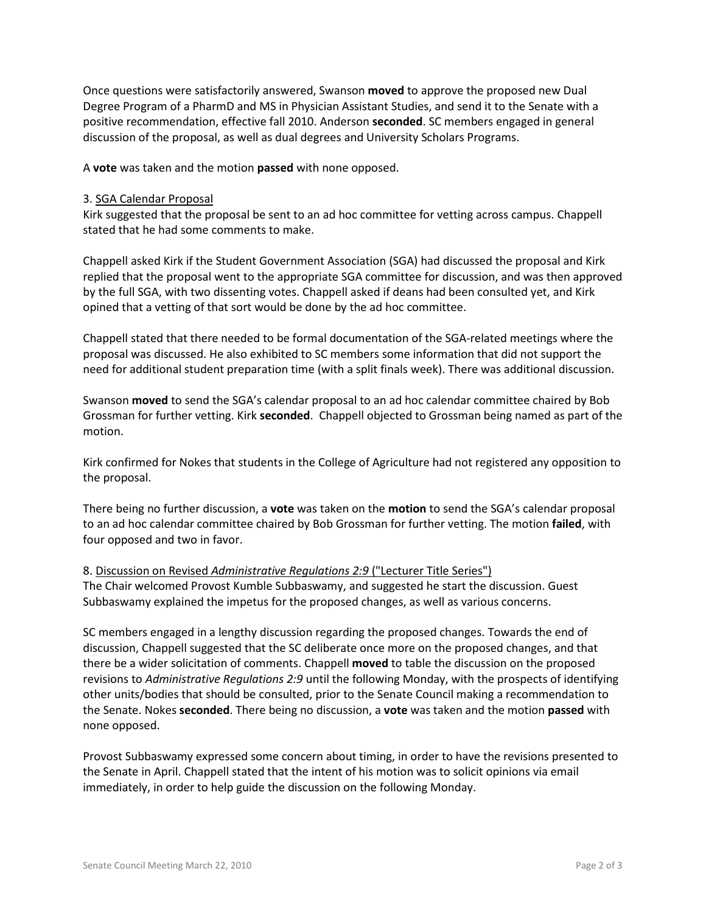Once questions were satisfactorily answered, Swanson **moved** to approve the proposed new Dual Degree Program of a PharmD and MS in Physician Assistant Studies, and send it to the Senate with a positive recommendation, effective fall 2010. Anderson **seconded**. SC members engaged in general discussion of the proposal, as well as dual degrees and University Scholars Programs.

A **vote** was taken and the motion **passed** with none opposed.

3. SGA Calendar Proposal

Kirk suggested that the proposal be sent to an ad hoc committee for vetting across campus. Chappell stated that he had some comments to make.

Chappell asked Kirk if the Student Government Association (SGA) had discussed the proposal and Kirk replied that the proposal went to the appropriate SGA committee for discussion, and was then approved by the full SGA, with two dissenting votes. Chappell asked if deans had been consulted yet, and Kirk opined that a vetting of that sort would be done by the ad hoc committee.

Chappell stated that there needed to be formal documentation of the SGA-related meetings where the proposal was discussed. He also exhibited to SC members some information that did not support the need for additional student preparation time (with a split finals week). There was additional discussion.

Swanson **moved** to send the SGA's calendar proposal to an ad hoc calendar committee chaired by Bob Grossman for further vetting. Kirk **seconded**. Chappell objected to Grossman being named as part of the motion.

Kirk confirmed for Nokes that students in the College of Agriculture had not registered any opposition to the proposal.

There being no further discussion, a **vote** was taken on the **motion** to send the SGA's calendar proposal to an ad hoc calendar committee chaired by Bob Grossman for further vetting. The motion **failed**, with four opposed and two in favor.

8. Discussion on Revised *Administrative Regulations 2:9* ("Lecturer Title Series")

The Chair welcomed Provost Kumble Subbaswamy, and suggested he start the discussion. Guest Subbaswamy explained the impetus for the proposed changes, as well as various concerns.

SC members engaged in a lengthy discussion regarding the proposed changes. Towards the end of discussion, Chappell suggested that the SC deliberate once more on the proposed changes, and that there be a wider solicitation of comments. Chappell **moved** to table the discussion on the proposed revisions to *Administrative Regulations 2:9* until the following Monday, with the prospects of identifying other units/bodies that should be consulted, prior to the Senate Council making a recommendation to the Senate. Nokes **seconded**. There being no discussion, a **vote** was taken and the motion **passed** with none opposed.

Provost Subbaswamy expressed some concern about timing, in order to have the revisions presented to the Senate in April. Chappell stated that the intent of his motion was to solicit opinions via email immediately, in order to help guide the discussion on the following Monday.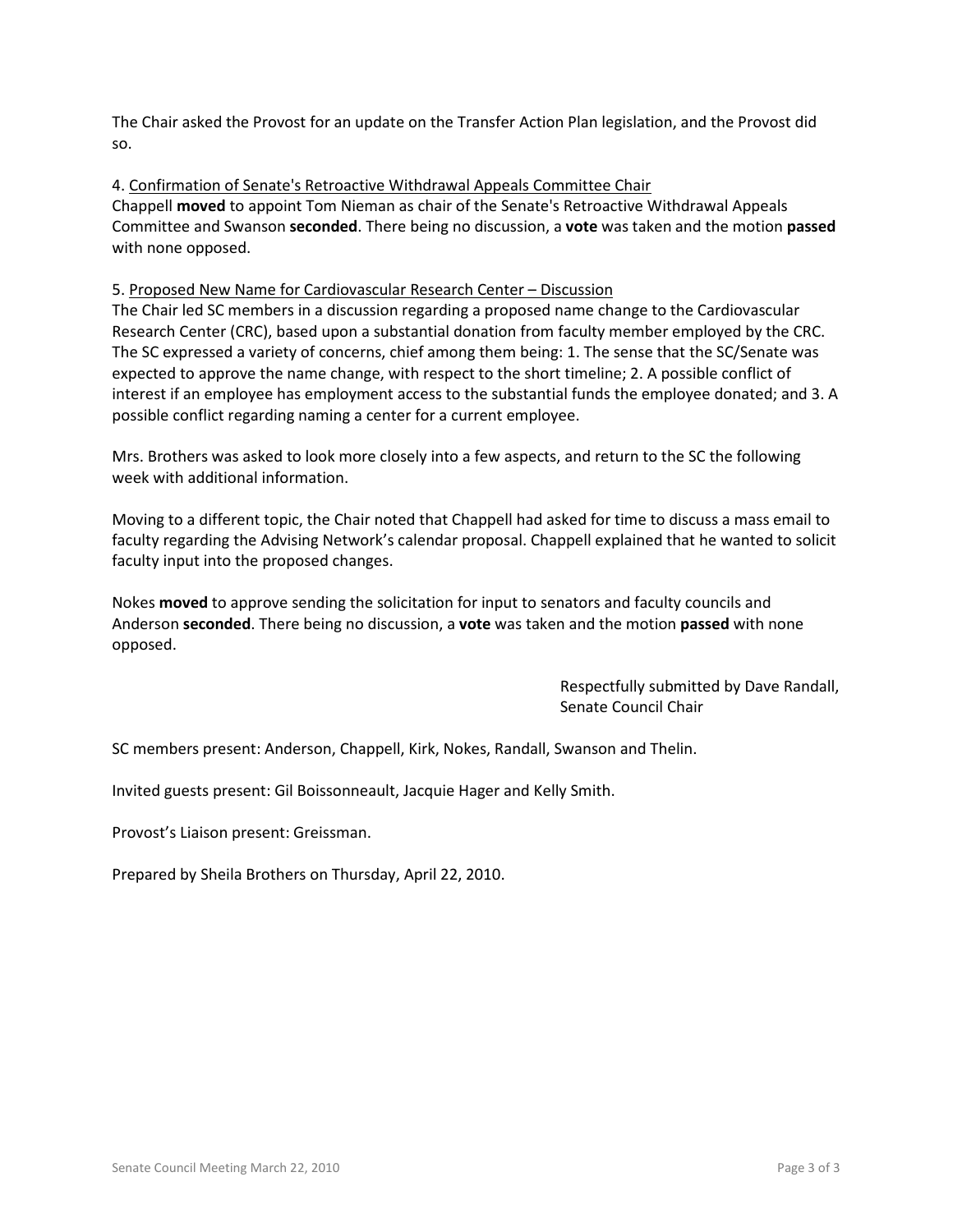The Chair asked the Provost for an update on the Transfer Action Plan legislation, and the Provost did so.

4. Confirmation of Senate's Retroactive Withdrawal Appeals Committee Chair
Chappell **moved** to appoint Tom Nieman as chair of the Senate's Retroactive Withdrawal Appeals Committee and Swanson **seconded**. There being no discussion, a **vote** was taken and the motion **passed** with none opposed.

5. Proposed New Name for Cardiovascular Research Center – Discussion
The Chair led SC members in a discussion regarding a proposed name change to the Cardiovascular Research Center (CRC), based upon a substantial donation from faculty member employed by the CRC. The SC expressed a variety of concerns, chief among them being: 1. The sense that the SC/Senate was expected to approve the name change, with respect to the short timeline; 2. A possible conflict of interest if an employee has employment access to the substantial funds the employee donated; and 3. A possible conflict regarding naming a center for a current employee.

Mrs. Brothers was asked to look more closely into a few aspects, and return to the SC the following week with additional information.

Moving to a different topic, the Chair noted that Chappell had asked for time to discuss a mass email to faculty regarding the Advising Network's calendar proposal. Chappell explained that he wanted to solicit faculty input into the proposed changes.

Nokes **moved** to approve sending the solicitation for input to senators and faculty councils and Anderson **seconded**. There being no discussion, a **vote** was taken and the motion **passed** with none opposed.

Respectfully submitted by Dave Randall,
Senate Council Chair

SC members present: Anderson, Chappell, Kirk, Nokes, Randall, Swanson and Thelin.

Invited guests present: Gil Boissonneault, Jacquie Hager and Kelly Smith.

Provost's Liaison present: Greissman.

Prepared by Sheila Brothers on Thursday, April 22, 2010.